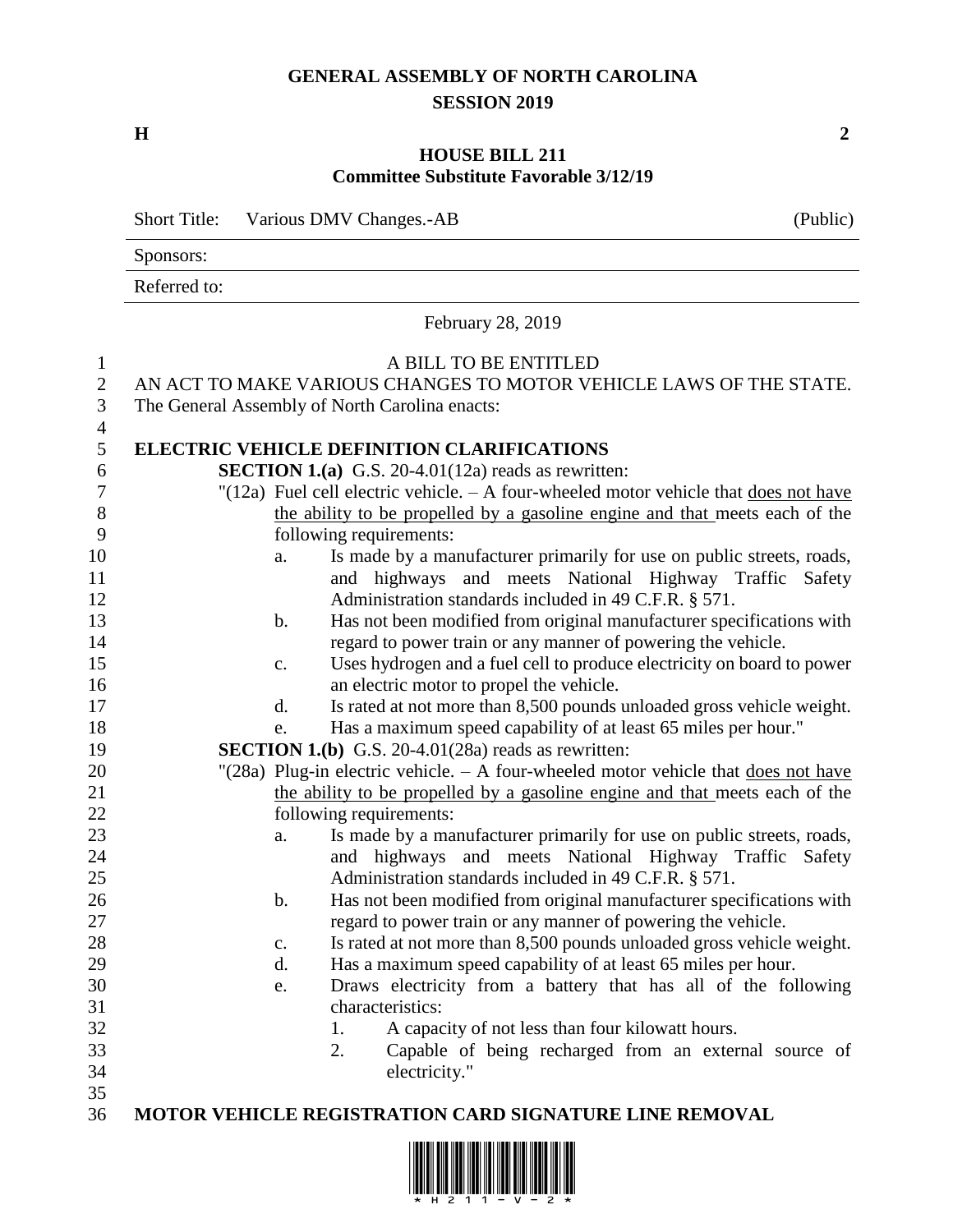# GENERAL ASSEMBLY OF NORTH CAROLINA
## SESSION 2019

**H** **2**

## HOUSE BILL 211
### Committee Substitute Favorable 3/12/19

| Short Title: | Various DMV Changes.-AB | (Public) |
|---|---|---|
| Sponsors: | | |
| Referred to: | | |

February 28, 2019

A BILL TO BE ENTITLED

AN ACT TO MAKE VARIOUS CHANGES TO MOTOR VEHICLE LAWS OF THE STATE.

The General Assembly of North Carolina enacts:

**ELECTRIC VEHICLE DEFINITION CLARIFICATIONS**

**SECTION 1.(a)** G.S. 20-4.01(12a) reads as rewritten:

"(12a) Fuel cell electric vehicle. – A four-wheeled motor vehicle that does not have the ability to be propelled by a gasoline engine and that meets each of the following requirements:

a. Is made by a manufacturer primarily for use on public streets, roads, and highways and meets National Highway Traffic Safety Administration standards included in 49 C.F.R. § 571.
b. Has not been modified from original manufacturer specifications with regard to power train or any manner of powering the vehicle.
c. Uses hydrogen and a fuel cell to produce electricity on board to power an electric motor to propel the vehicle.
d. Is rated at not more than 8,500 pounds unloaded gross vehicle weight.
e. Has a maximum speed capability of at least 65 miles per hour."

**SECTION 1.(b)** G.S. 20-4.01(28a) reads as rewritten:

"(28a) Plug-in electric vehicle. – A four-wheeled motor vehicle that does not have the ability to be propelled by a gasoline engine and that meets each of the following requirements:

a. Is made by a manufacturer primarily for use on public streets, roads, and highways and meets National Highway Traffic Safety Administration standards included in 49 C.F.R. § 571.
b. Has not been modified from original manufacturer specifications with regard to power train or any manner of powering the vehicle.
c. Is rated at not more than 8,500 pounds unloaded gross vehicle weight.
d. Has a maximum speed capability of at least 65 miles per hour.
e. Draws electricity from a battery that has all of the following characteristics:
    1. A capacity of not less than four kilowatt hours.
    2. Capable of being recharged from an external source of electricity."

**MOTOR VEHICLE REGISTRATION CARD SIGNATURE LINE REMOVAL**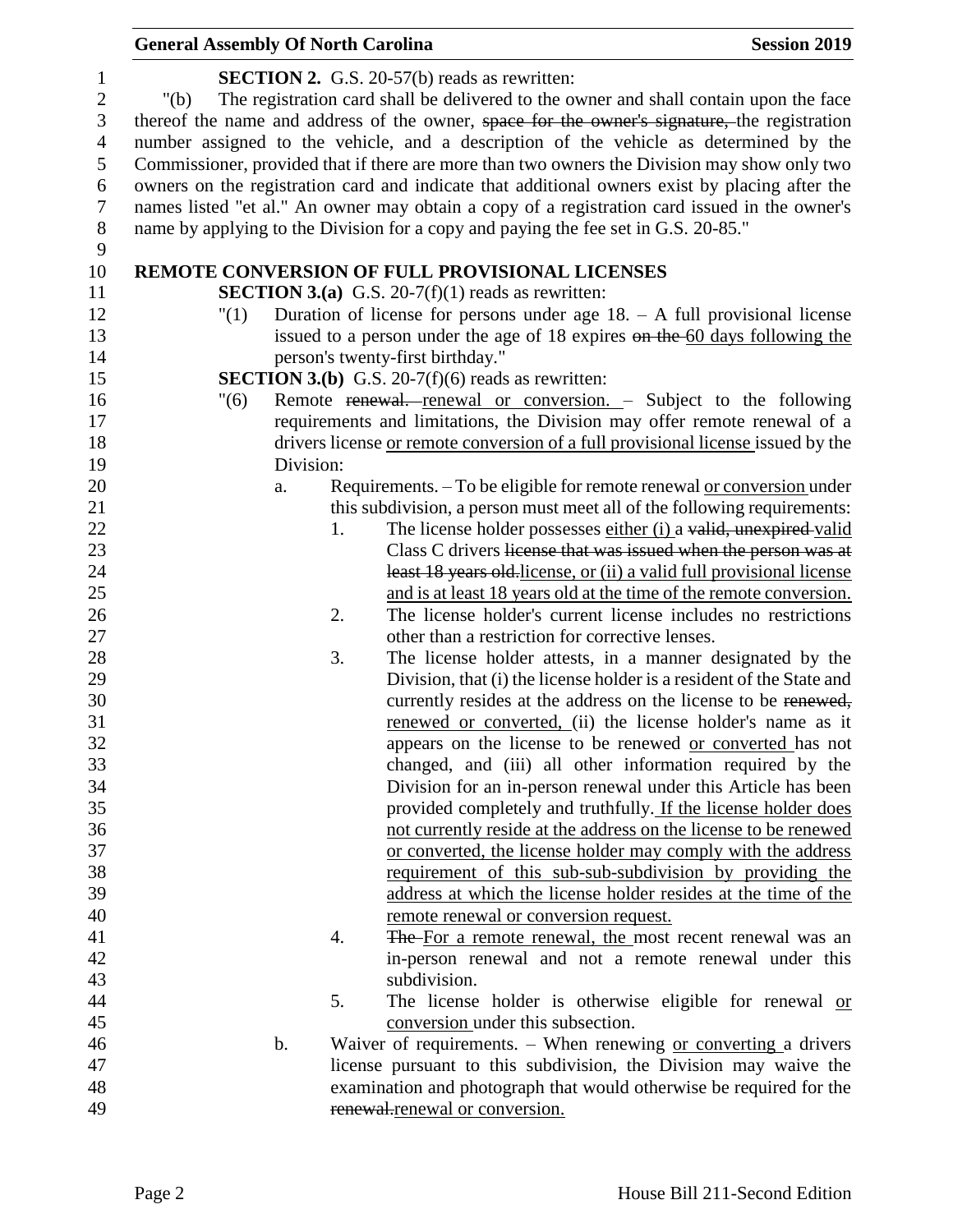**SECTION 2.** G.S. 20-57(b) reads as rewritten:

"(b) The registration card shall be delivered to the owner and shall contain upon the face thereof the name and address of the owner, ~~space for the owner's signature,~~ the registration number assigned to the vehicle, and a description of the vehicle as determined by the Commissioner, provided that if there are more than two owners the Division may show only two owners on the registration card and indicate that additional owners exist by placing after the names listed "et al." An owner may obtain a copy of a registration card issued in the owner's name by applying to the Division for a copy and paying the fee set in G.S. 20-85."

## REMOTE CONVERSION OF FULL PROVISIONAL LICENSES

**SECTION 3.(a)** G.S. 20-7(f)(1) reads as rewritten:

"(1) Duration of license for persons under age 18. – A full provisional license issued to a person under the age of 18 expires ~~on the~~ <u>60 days following the</u> person's twenty-first birthday."

**SECTION 3.(b)** G.S. 20-7(f)(6) reads as rewritten:

"(6) Remote ~~renewal.~~ <u>renewal or conversion.</u> – Subject to the following requirements and limitations, the Division may offer remote renewal of a drivers license <u>or remote conversion of a full provisional license</u> issued by the Division:

a. Requirements. – To be eligible for remote renewal <u>or conversion</u> under this subdivision, a person must meet all of the following requirements:

1. The license holder possesses <u>either (i)</u> a ~~valid, unexpired~~ <u>valid</u> Class C drivers ~~license that was issued when the person was at least 18 years old.~~<u>license, or (ii) a valid full provisional license and is at least 18 years old at the time of the remote conversion.</u>
2. The license holder's current license includes no restrictions other than a restriction for corrective lenses.
3. The license holder attests, in a manner designated by the Division, that (i) the license holder is a resident of the State and currently resides at the address on the license to be ~~renewed,~~ <u>renewed or converted,</u> (ii) the license holder's name as it appears on the license to be renewed <u>or converted</u> has not changed, and (iii) all other information required by the Division for an in-person renewal under this Article has been provided completely and truthfully. <u>If the license holder does not currently reside at the address on the license to be renewed or converted, the license holder may comply with the address requirement of this sub-sub-subdivision by providing the address at which the license holder resides at the time of the remote renewal or conversion request.</u>
4. ~~The~~ <u>For a remote renewal, the</u> most recent renewal was an in-person renewal and not a remote renewal under this subdivision.
5. The license holder is otherwise eligible for renewal <u>or conversion</u> under this subsection.

b. Waiver of requirements. – When renewing <u>or converting</u> a drivers license pursuant to this subdivision, the Division may waive the examination and photograph that would otherwise be required for the ~~renewal.~~<u>renewal or conversion.</u>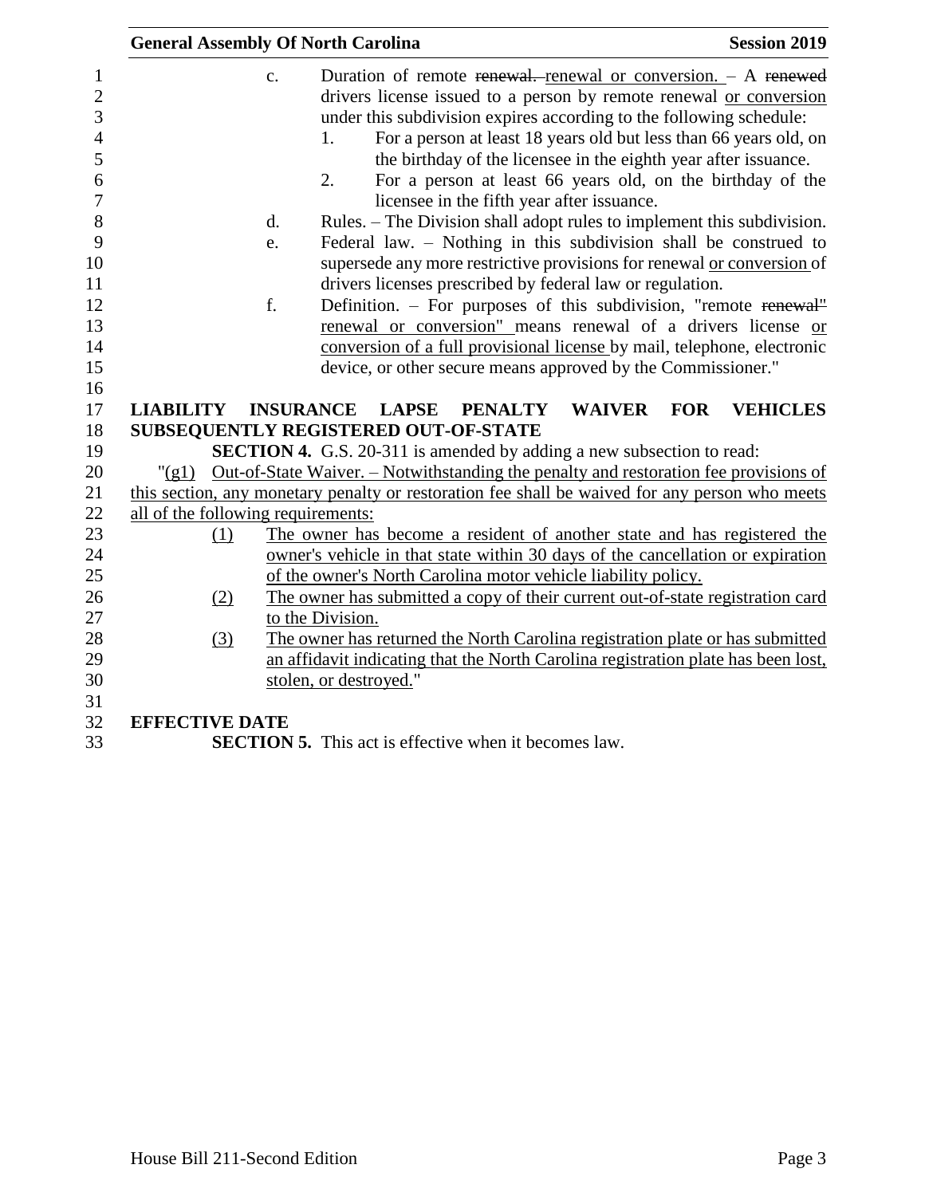c. Duration of remote ~~renewal.~~ renewal or conversion. – A ~~renewed~~ drivers license issued to a person by remote renewal or conversion under this subdivision expires according to the following schedule:

1. For a person at least 18 years old but less than 66 years old, on the birthday of the licensee in the eighth year after issuance.
2. For a person at least 66 years old, on the birthday of the licensee in the fifth year after issuance.

d. Rules. – The Division shall adopt rules to implement this subdivision.

e. Federal law. – Nothing in this subdivision shall be construed to supersede any more restrictive provisions for renewal or conversion of drivers licenses prescribed by federal law or regulation.

f. Definition. – For purposes of this subdivision, "remote ~~renewal"~~ renewal or conversion" means renewal of a drivers license or conversion of a full provisional license by mail, telephone, electronic device, or other secure means approved by the Commissioner."

**LIABILITY INSURANCE LAPSE PENALTY WAIVER FOR VEHICLES SUBSEQUENTLY REGISTERED OUT-OF-STATE**

**SECTION 4.** G.S. 20-311 is amended by adding a new subsection to read:

"(g1) Out-of-State Waiver. – Notwithstanding the penalty and restoration fee provisions of this section, any monetary penalty or restoration fee shall be waived for any person who meets all of the following requirements:

(1) The owner has become a resident of another state and has registered the owner's vehicle in that state within 30 days of the cancellation or expiration of the owner's North Carolina motor vehicle liability policy.

(2) The owner has submitted a copy of their current out-of-state registration card to the Division.

(3) The owner has returned the North Carolina registration plate or has submitted an affidavit indicating that the North Carolina registration plate has been lost, stolen, or destroyed."

**EFFECTIVE DATE**

**SECTION 5.** This act is effective when it becomes law.